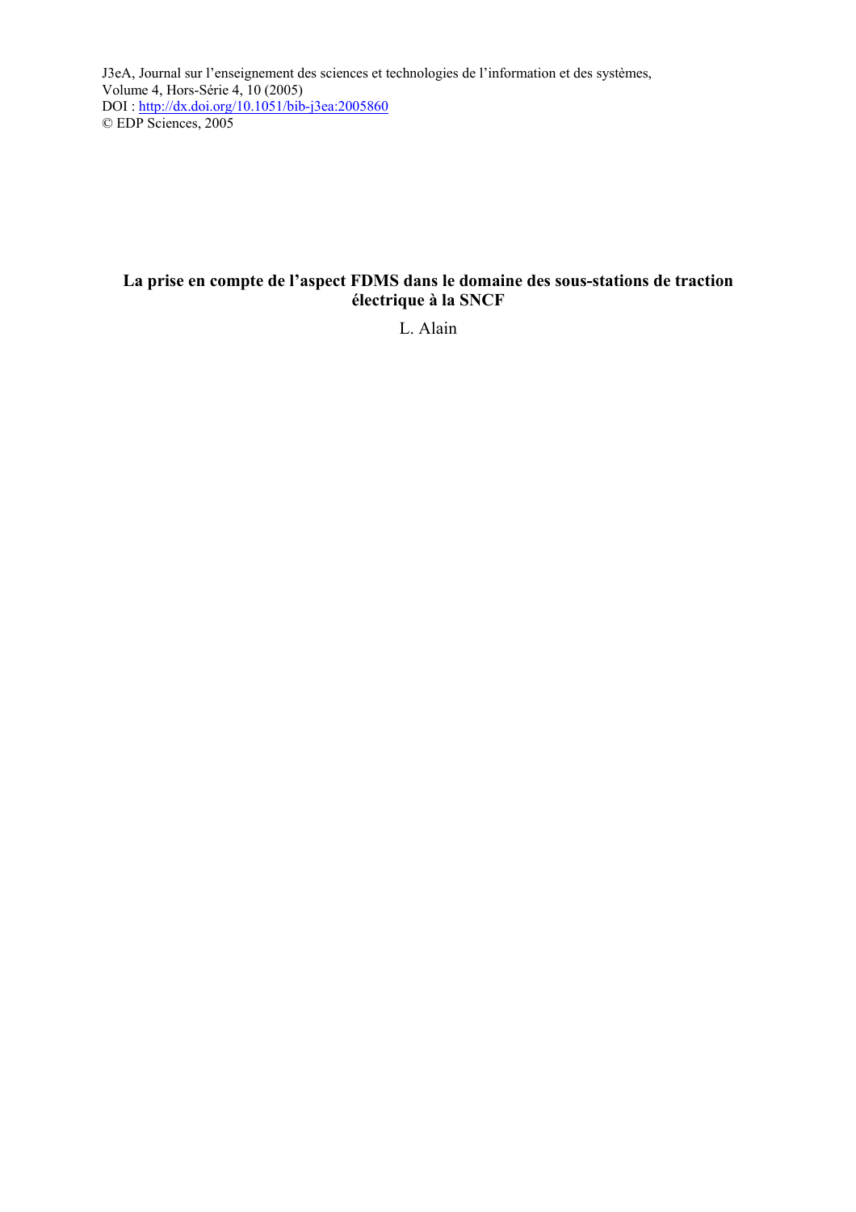J3eA, Journal sur l'enseignement des sciences et technologies de l'information et des systèmes,
Volume 4, Hors-Série 4, 10 (2005)
DOI : http://dx.doi.org/10.1051/bib-j3ea:2005860
© EDP Sciences, 2005

# La prise en compte de l'aspect FDMS dans le domaine des sous-stations de traction électrique à la SNCF

L. Alain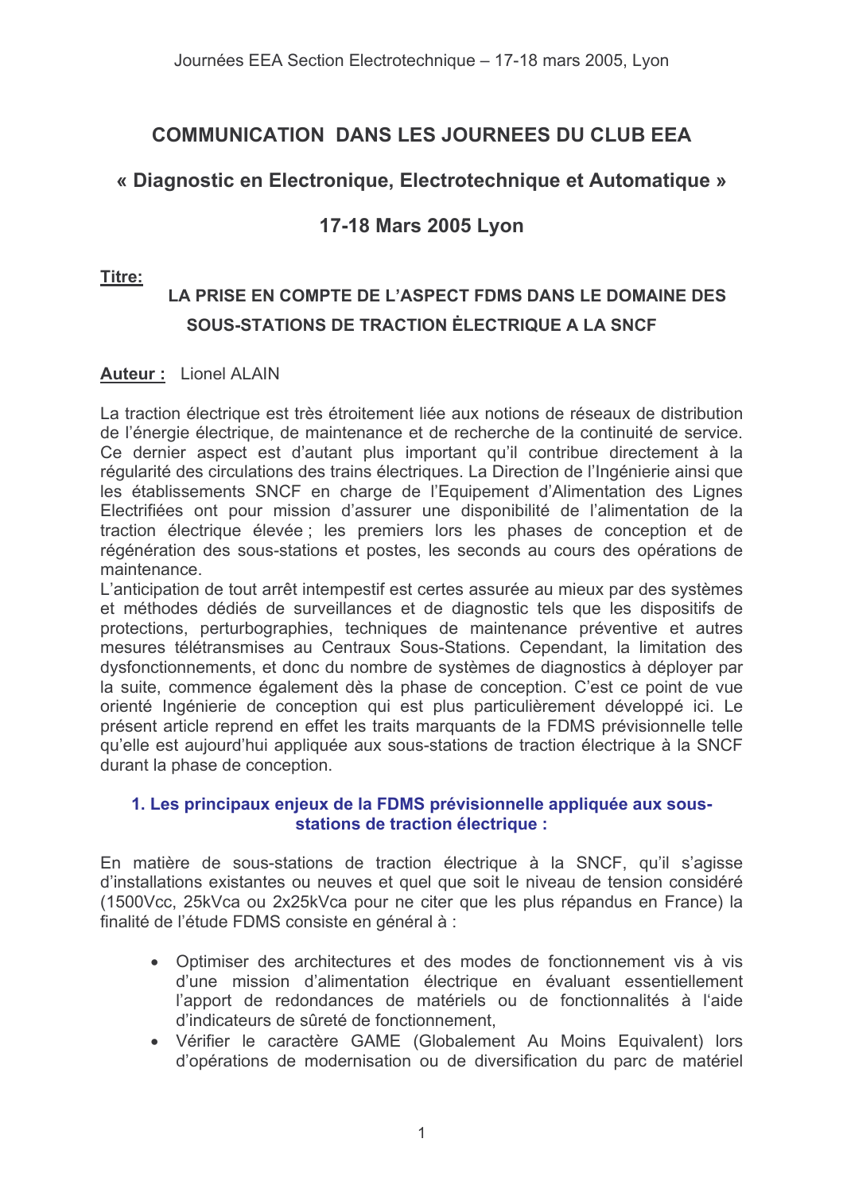# COMMUNICATION DANS LES JOURNEES DU CLUB EEA

## « Diagnostic en Electronique, Electrotechnique et Automatique »

## 17-18 Mars 2005 Lyon

**Titre:**

**LA PRISE EN COMPTE DE L'ASPECT FDMS DANS LE DOMAINE DES SOUS-STATIONS DE TRACTION ÈLECTRIQUE A LA SNCF**

**Auteur :** Lionel ALAIN

La traction électrique est très étroitement liée aux notions de réseaux de distribution de l'énergie électrique, de maintenance et de recherche de la continuité de service. Ce dernier aspect est d'autant plus important qu'il contribue directement à la régularité des circulations des trains électriques. La Direction de l'Ingénierie ainsi que les établissements SNCF en charge de l'Equipement d'Alimentation des Lignes Electrifiées ont pour mission d'assurer une disponibilité de l'alimentation de la traction électrique élevée ; les premiers lors les phases de conception et de régénération des sous-stations et postes, les seconds au cours des opérations de maintenance.

L'anticipation de tout arrêt intempestif est certes assurée au mieux par des systèmes et méthodes dédiés de surveillances et de diagnostic tels que les dispositifs de protections, perturbographies, techniques de maintenance préventive et autres mesures télétransmises au Centraux Sous-Stations. Cependant, la limitation des dysfonctionnements, et donc du nombre de systèmes de diagnostics à déployer par la suite, commence également dès la phase de conception. C'est ce point de vue orienté Ingénierie de conception qui est plus particulièrement développé ici. Le présent article reprend en effet les traits marquants de la FDMS prévisionnelle telle qu'elle est aujourd'hui appliquée aux sous-stations de traction électrique à la SNCF durant la phase de conception.

### 1. Les principaux enjeux de la FDMS prévisionnelle appliquée aux sous-stations de traction électrique :

En matière de sous-stations de traction électrique à la SNCF, qu'il s'agisse d'installations existantes ou neuves et quel que soit le niveau de tension considéré (1500Vcc, 25kVca ou 2x25kVca pour ne citer que les plus répandus en France) la finalité de l'étude FDMS consiste en général à :

- Optimiser des architectures et des modes de fonctionnement vis à vis d'une mission d'alimentation électrique en évaluant essentiellement l'apport de redondances de matériels ou de fonctionnalités à l'aide d'indicateurs de sûreté de fonctionnement,
- Vérifier le caractère GAME (Globalement Au Moins Equivalent) lors d'opérations de modernisation ou de diversification du parc de matériel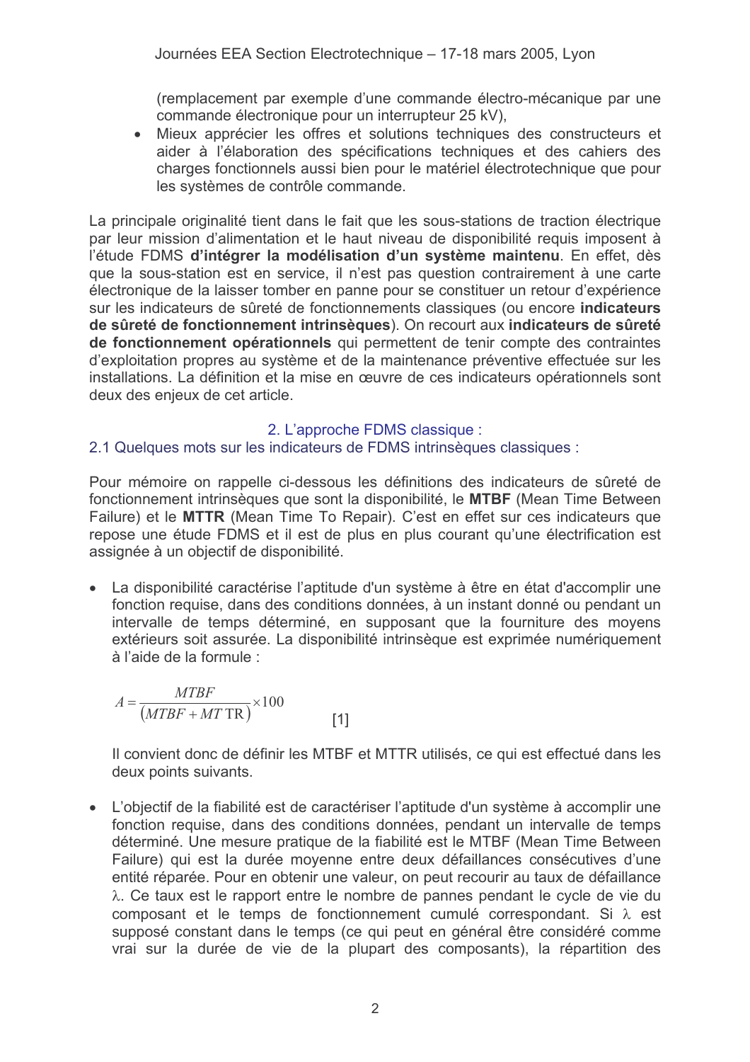(remplacement par exemple d'une commande électro-mécanique par une commande électronique pour un interrupteur 25 kV),

- Mieux apprécier les offres et solutions techniques des constructeurs et aider à l'élaboration des spécifications techniques et des cahiers des charges fonctionnels aussi bien pour le matériel électrotechnique que pour les systèmes de contrôle commande.

La principale originalité tient dans le fait que les sous-stations de traction électrique par leur mission d'alimentation et le haut niveau de disponibilité requis imposent à l'étude FDMS **d'intégrer la modélisation d'un système maintenu**. En effet, dès que la sous-station est en service, il n'est pas question contrairement à une carte électronique de la laisser tomber en panne pour se constituer un retour d'expérience sur les indicateurs de sûreté de fonctionnements classiques (ou encore **indicateurs de sûreté de fonctionnement intrinsèques**). On recourt aux **indicateurs de sûreté de fonctionnement opérationnels** qui permettent de tenir compte des contraintes d'exploitation propres au système et de la maintenance préventive effectuée sur les installations. La définition et la mise en œuvre de ces indicateurs opérationnels sont deux des enjeux de cet article.

## 2. L'approche FDMS classique :

### 2.1 Quelques mots sur les indicateurs de FDMS intrinsèques classiques :

Pour mémoire on rappelle ci-dessous les définitions des indicateurs de sûreté de fonctionnement intrinsèques que sont la disponibilité, le **MTBF** (Mean Time Between Failure) et le **MTTR** (Mean Time To Repair). C'est en effet sur ces indicateurs que repose une étude FDMS et il est de plus en plus courant qu'une électrification est assignée à un objectif de disponibilité.

- La disponibilité caractérise l'aptitude d'un système à être en état d'accomplir une fonction requise, dans des conditions données, à un instant donné ou pendant un intervalle de temps déterminé, en supposant que la fourniture des moyens extérieurs soit assurée. La disponibilité intrinsèque est exprimée numériquement à l'aide de la formule :

$$A = \frac{MTBF}{(MTBF + MTTR)} \times 100 \qquad [1]$$

Il convient donc de définir les MTBF et MTTR utilisés, ce qui est effectué dans les deux points suivants.

- L'objectif de la fiabilité est de caractériser l'aptitude d'un système à accomplir une fonction requise, dans des conditions données, pendant un intervalle de temps déterminé. Une mesure pratique de la fiabilité est le MTBF (Mean Time Between Failure) qui est la durée moyenne entre deux défaillances consécutives d'une entité réparée. Pour en obtenir une valeur, on peut recourir au taux de défaillance $\lambda$. Ce taux est le rapport entre le nombre de pannes pendant le cycle de vie du composant et le temps de fonctionnement cumulé correspondant. Si $\lambda$ est supposé constant dans le temps (ce qui peut en général être considéré comme vrai sur la durée de vie de la plupart des composants), la répartition des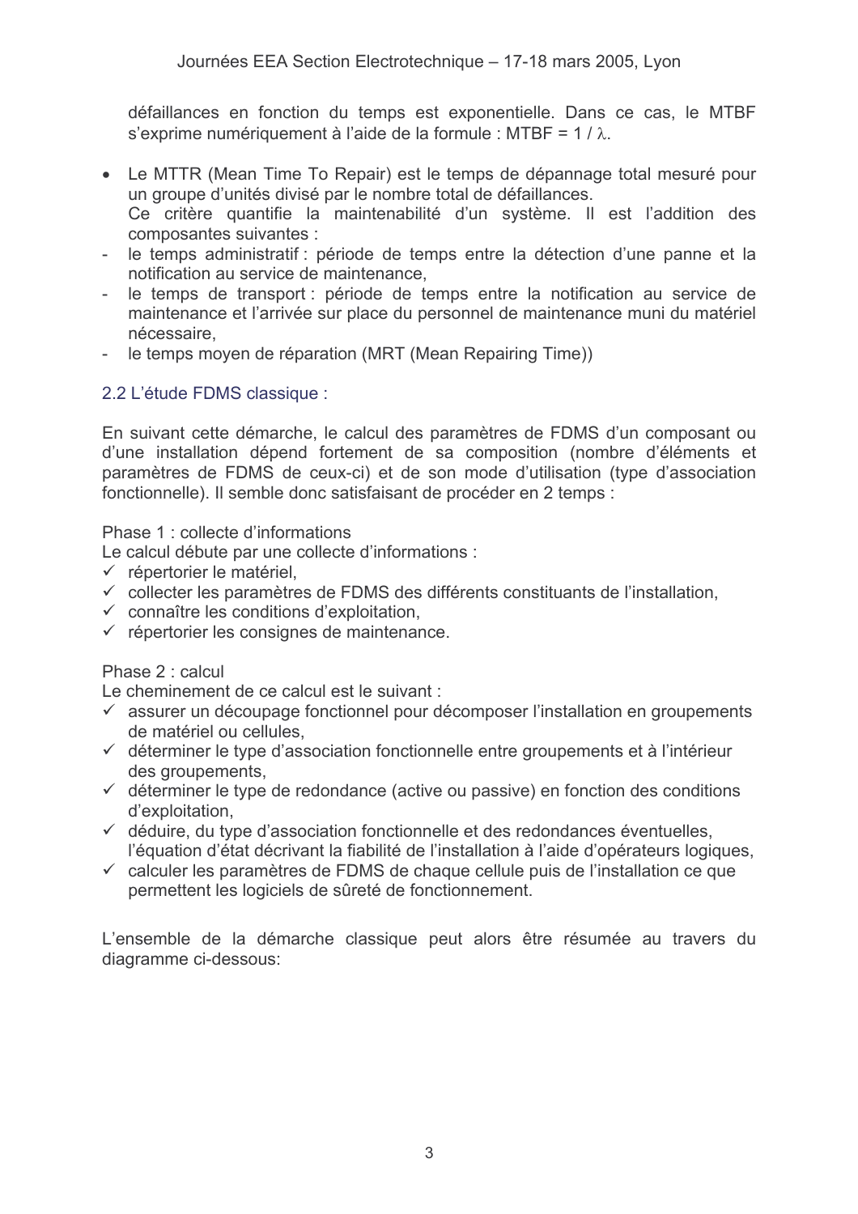défaillances en fonction du temps est exponentielle. Dans ce cas, le MTBF s'exprime numériquement à l'aide de la formule : MTBF = $1 / \lambda$.

- Le MTTR (Mean Time To Repair) est le temps de dépannage total mesuré pour un groupe d'unités divisé par le nombre total de défaillances.
  Ce critère quantifie la maintenabilité d'un système. Il est l'addition des composantes suivantes :
- le temps administratif : période de temps entre la détection d'une panne et la notification au service de maintenance,
- le temps de transport : période de temps entre la notification au service de maintenance et l'arrivée sur place du personnel de maintenance muni du matériel nécessaire,
- le temps moyen de réparation (MRT (Mean Repairing Time))

### 2.2 L'étude FDMS classique :

En suivant cette démarche, le calcul des paramètres de FDMS d'un composant ou d'une installation dépend fortement de sa composition (nombre d'éléments et paramètres de FDMS de ceux-ci) et de son mode d'utilisation (type d'association fonctionnelle). Il semble donc satisfaisant de procéder en 2 temps :

Phase 1 : collecte d'informations
Le calcul débute par une collecte d'informations :
- ✓ répertorier le matériel,
- ✓ collecter les paramètres de FDMS des différents constituants de l'installation,
- ✓ connaître les conditions d'exploitation,
- ✓ répertorier les consignes de maintenance.

Phase 2 : calcul
Le cheminement de ce calcul est le suivant :
- ✓ assurer un découpage fonctionnel pour décomposer l'installation en groupements de matériel ou cellules,
- ✓ déterminer le type d'association fonctionnelle entre groupements et à l'intérieur des groupements,
- ✓ déterminer le type de redondance (active ou passive) en fonction des conditions d'exploitation,
- ✓ déduire, du type d'association fonctionnelle et des redondances éventuelles, l'équation d'état décrivant la fiabilité de l'installation à l'aide d'opérateurs logiques,
- ✓ calculer les paramètres de FDMS de chaque cellule puis de l'installation ce que permettent les logiciels de sûreté de fonctionnement.

L'ensemble de la démarche classique peut alors être résumée au travers du diagramme ci-dessous: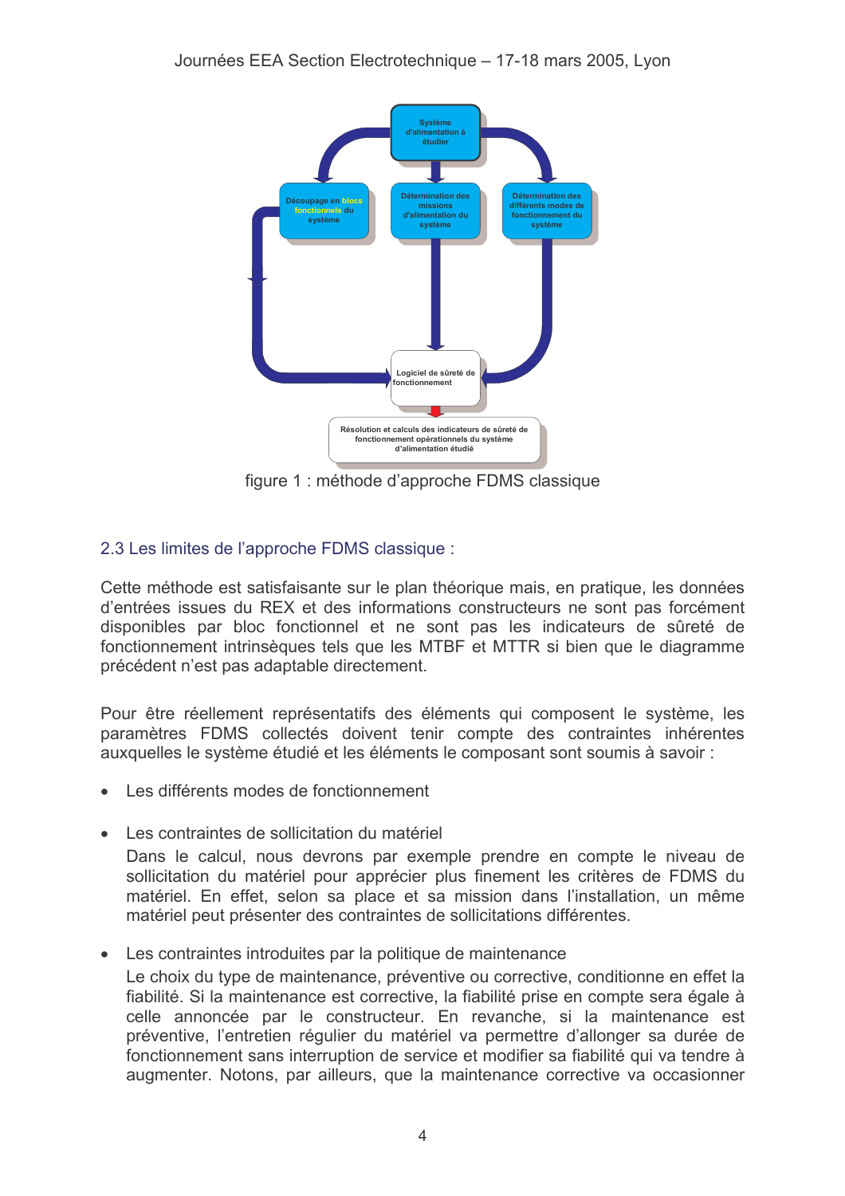Système d'alimentation à étudier

Découpage en blocs fonctionnels du système

Détermination des missions d'alimentation du système

Détermination des différents modes de fonctionnement du système

Logiciel de sûreté de fonctionnement

Résolution et calculs des indicateurs de sûreté de fonctionnement opérationnels du système d'alimentation étudié

figure 1 : méthode d'approche FDMS classique

## 2.3 Les limites de l'approche FDMS classique :

Cette méthode est satisfaisante sur le plan théorique mais, en pratique, les données d'entrées issues du REX et des informations constructeurs ne sont pas forcément disponibles par bloc fonctionnel et ne sont pas les indicateurs de sûreté de fonctionnement intrinsèques tels que les MTBF et MTTR si bien que le diagramme précédent n'est pas adaptable directement.

Pour être réellement représentatifs des éléments qui composent le système, les paramètres FDMS collectés doivent tenir compte des contraintes inhérentes auxquelles le système étudié et les éléments le composant sont soumis à savoir :

- Les différents modes de fonctionnement

- Les contraintes de sollicitation du matériel

  Dans le calcul, nous devrons par exemple prendre en compte le niveau de sollicitation du matériel pour apprécier plus finement les critères de FDMS du matériel. En effet, selon sa place et sa mission dans l'installation, un même matériel peut présenter des contraintes de sollicitations différentes.

- Les contraintes introduites par la politique de maintenance

  Le choix du type de maintenance, préventive ou corrective, conditionne en effet la fiabilité. Si la maintenance est corrective, la fiabilité prise en compte sera égale à celle annoncée par le constructeur. En revanche, si la maintenance est préventive, l'entretien régulier du matériel va permettre d'allonger sa durée de fonctionnement sans interruption de service et modifier sa fiabilité qui va tendre à augmenter. Notons, par ailleurs, que la maintenance corrective va occasionner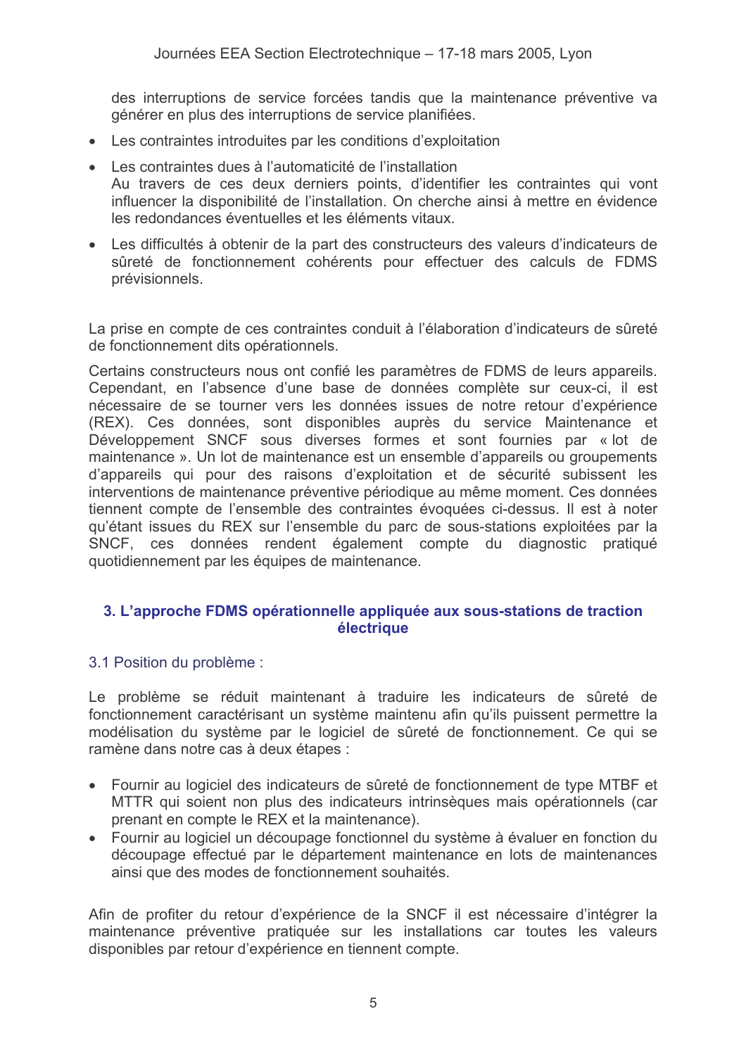des interruptions de service forcées tandis que la maintenance préventive va générer en plus des interruptions de service planifiées.

- Les contraintes introduites par les conditions d'exploitation
- Les contraintes dues à l'automaticité de l'installation
  Au travers de ces deux derniers points, d'identifier les contraintes qui vont influencer la disponibilité de l'installation. On cherche ainsi à mettre en évidence les redondances éventuelles et les éléments vitaux.
- Les difficultés à obtenir de la part des constructeurs des valeurs d'indicateurs de sûreté de fonctionnement cohérents pour effectuer des calculs de FDMS prévisionnels.

La prise en compte de ces contraintes conduit à l'élaboration d'indicateurs de sûreté de fonctionnement dits opérationnels.

Certains constructeurs nous ont confié les paramètres de FDMS de leurs appareils. Cependant, en l'absence d'une base de données complète sur ceux-ci, il est nécessaire de se tourner vers les données issues de notre retour d'expérience (REX). Ces données, sont disponibles auprès du service Maintenance et Développement SNCF sous diverses formes et sont fournies par « lot de maintenance ». Un lot de maintenance est un ensemble d'appareils ou groupements d'appareils qui pour des raisons d'exploitation et de sécurité subissent les interventions de maintenance préventive périodique au même moment. Ces données tiennent compte de l'ensemble des contraintes évoquées ci-dessus. Il est à noter qu'étant issues du REX sur l'ensemble du parc de sous-stations exploitées par la SNCF, ces données rendent également compte du diagnostic pratiqué quotidiennement par les équipes de maintenance.

## 3. L'approche FDMS opérationnelle appliquée aux sous-stations de traction électrique

### 3.1 Position du problème :

Le problème se réduit maintenant à traduire les indicateurs de sûreté de fonctionnement caractérisant un système maintenu afin qu'ils puissent permettre la modélisation du système par le logiciel de sûreté de fonctionnement. Ce qui se ramène dans notre cas à deux étapes :

- Fournir au logiciel des indicateurs de sûreté de fonctionnement de type MTBF et MTTR qui soient non plus des indicateurs intrinsèques mais opérationnels (car prenant en compte le REX et la maintenance).
- Fournir au logiciel un découpage fonctionnel du système à évaluer en fonction du découpage effectué par le département maintenance en lots de maintenances ainsi que des modes de fonctionnement souhaités.

Afin de profiter du retour d'expérience de la SNCF il est nécessaire d'intégrer la maintenance préventive pratiquée sur les installations car toutes les valeurs disponibles par retour d'expérience en tiennent compte.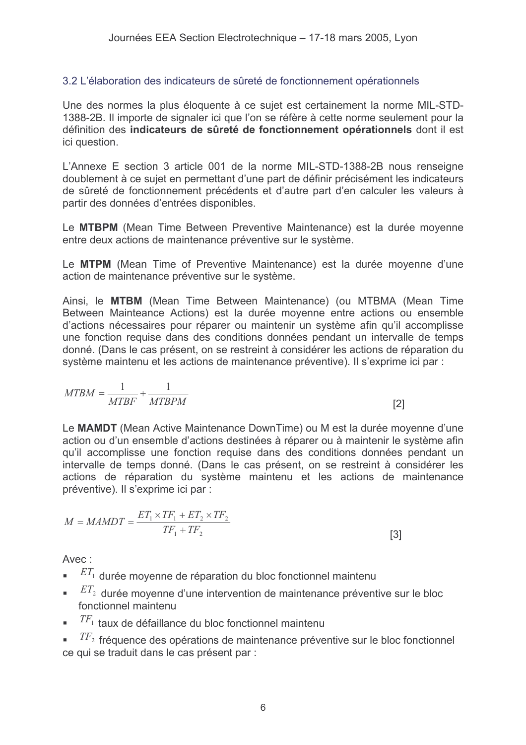### 3.2 L'élaboration des indicateurs de sûreté de fonctionnement opérationnels

Une des normes la plus éloquente à ce sujet est certainement la norme MIL-STD-1388-2B. Il importe de signaler ici que l'on se réfère à cette norme seulement pour la définition des **indicateurs de sûreté de fonctionnement opérationnels** dont il est ici question.

L'Annexe E section 3 article 001 de la norme MIL-STD-1388-2B nous renseigne doublement à ce sujet en permettant d'une part de définir précisément les indicateurs de sûreté de fonctionnement précédents et d'autre part d'en calculer les valeurs à partir des données d'entrées disponibles.

Le **MTBPM** (Mean Time Between Preventive Maintenance) est la durée moyenne entre deux actions de maintenance préventive sur le système.

Le **MTPM** (Mean Time of Preventive Maintenance) est la durée moyenne d'une action de maintenance préventive sur le système.

Ainsi, le **MTBM** (Mean Time Between Maintenance) (ou MTBMA (Mean Time Between Mainteance Actions) est la durée moyenne entre actions ou ensemble d'actions nécessaires pour réparer ou maintenir un système afin qu'il accomplisse une fonction requise dans des conditions données pendant un intervalle de temps donné. (Dans le cas présent, on se restreint à considérer les actions de réparation du système maintenu et les actions de maintenance préventive). Il s'exprime ici par :

$$MTBM = \frac{1}{MTBF} + \frac{1}{MTBPM} \qquad [2]$$

Le **MAMDT** (Mean Active Maintenance DownTime) ou M est la durée moyenne d'une action ou d'un ensemble d'actions destinées à réparer ou à maintenir le système afin qu'il accomplisse une fonction requise dans des conditions données pendant un intervalle de temps donné. (Dans le cas présent, on se restreint à considérer les actions de réparation du système maintenu et les actions de maintenance préventive). Il s'exprime ici par :

$$M = MAMDT = \frac{ET_1 \times TF_1 + ET_2 \times TF_2}{TF_1 + TF_2} \qquad [3]$$

Avec :

- $ET_1$ durée moyenne de réparation du bloc fonctionnel maintenu
- $ET_2$ durée moyenne d'une intervention de maintenance préventive sur le bloc fonctionnel maintenu
- $TF_1$ taux de défaillance du bloc fonctionnel maintenu
- $TF_2$ fréquence des opérations de maintenance préventive sur le bloc fonctionnel

ce qui se traduit dans le cas présent par :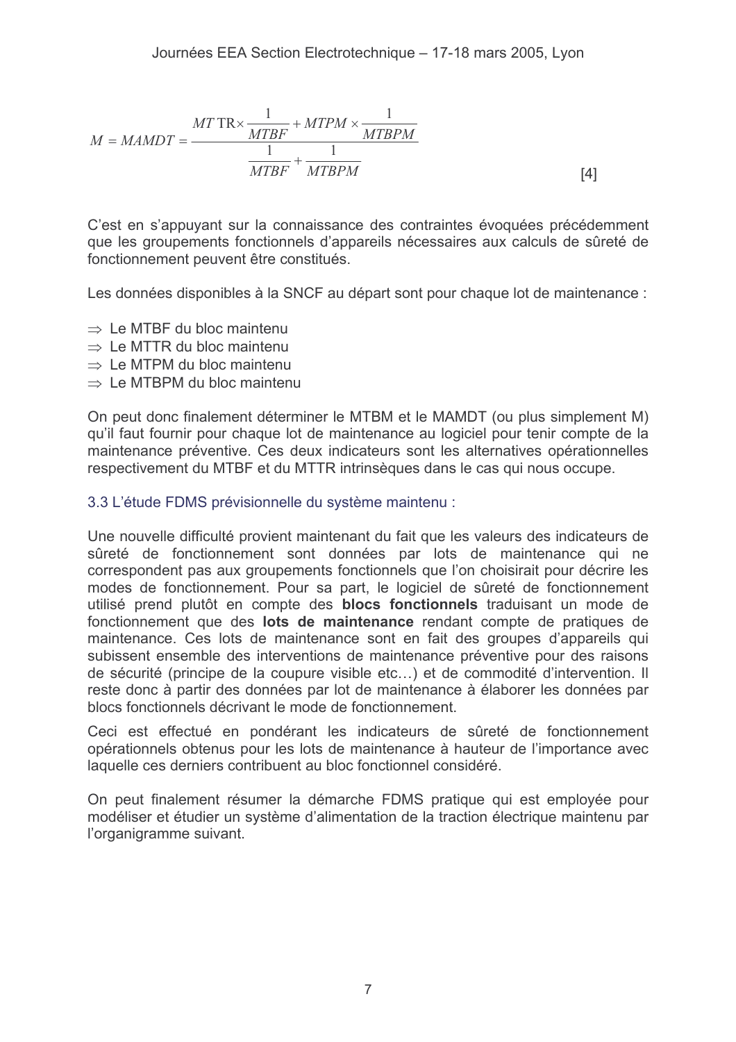$$M = MAMDT = \frac{MTTR \times \frac{1}{MTBF} + MTPM \times \frac{1}{MTBPM}}{\frac{1}{MTBF} + \frac{1}{MTBPM}} \qquad [4]$$

C'est en s'appuyant sur la connaissance des contraintes évoquées précédemment que les groupements fonctionnels d'appareils nécessaires aux calculs de sûreté de fonctionnement peuvent être constitués.

Les données disponibles à la SNCF au départ sont pour chaque lot de maintenance :

- ⇒ Le MTBF du bloc maintenu
- ⇒ Le MTTR du bloc maintenu
- ⇒ Le MTPM du bloc maintenu
- ⇒ Le MTBPM du bloc maintenu

On peut donc finalement déterminer le MTBM et le MAMDT (ou plus simplement M) qu'il faut fournir pour chaque lot de maintenance au logiciel pour tenir compte de la maintenance préventive. Ces deux indicateurs sont les alternatives opérationnelles respectivement du MTBF et du MTTR intrinsèques dans le cas qui nous occupe.

### 3.3 L'étude FDMS prévisionnelle du système maintenu :

Une nouvelle difficulté provient maintenant du fait que les valeurs des indicateurs de sûreté de fonctionnement sont données par lots de maintenance qui ne correspondent pas aux groupements fonctionnels que l'on choisirait pour décrire les modes de fonctionnement. Pour sa part, le logiciel de sûreté de fonctionnement utilisé prend plutôt en compte des **blocs fonctionnels** traduisant un mode de fonctionnement que des **lots de maintenance** rendant compte de pratiques de maintenance. Ces lots de maintenance sont en fait des groupes d'appareils qui subissent ensemble des interventions de maintenance préventive pour des raisons de sécurité (principe de la coupure visible etc…) et de commodité d'intervention. Il reste donc à partir des données par lot de maintenance à élaborer les données par blocs fonctionnels décrivant le mode de fonctionnement.

Ceci est effectué en pondérant les indicateurs de sûreté de fonctionnement opérationnels obtenus pour les lots de maintenance à hauteur de l'importance avec laquelle ces derniers contribuent au bloc fonctionnel considéré.

On peut finalement résumer la démarche FDMS pratique qui est employée pour modéliser et étudier un système d'alimentation de la traction électrique maintenu par l'organigramme suivant.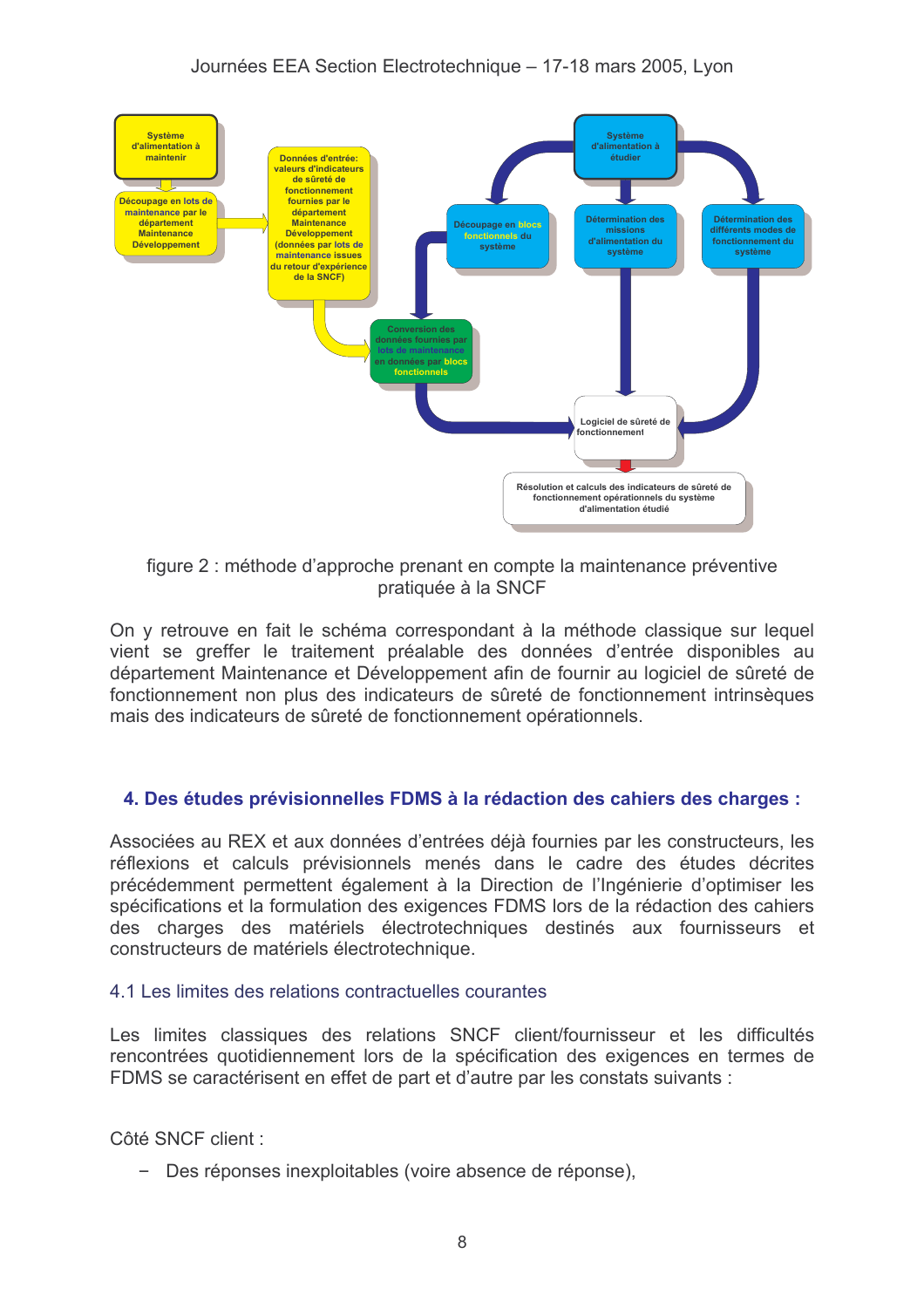figure 2 : méthode d'approche prenant en compte la maintenance préventive pratiquée à la SNCF

On y retrouve en fait le schéma correspondant à la méthode classique sur lequel vient se greffer le traitement préalable des données d'entrée disponibles au département Maintenance et Développement afin de fournir au logiciel de sûreté de fonctionnement non plus des indicateurs de sûreté de fonctionnement intrinsèques mais des indicateurs de sûreté de fonctionnement opérationnels.

## 4. Des études prévisionnelles FDMS à la rédaction des cahiers des charges :

Associées au REX et aux données d'entrées déjà fournies par les constructeurs, les réflexions et calculs prévisionnels menés dans le cadre des études décrites précédemment permettent également à la Direction de l'Ingénierie d'optimiser les spécifications et la formulation des exigences FDMS lors de la rédaction des cahiers des charges des matériels électrotechniques destinés aux fournisseurs et constructeurs de matériels électrotechnique.

### 4.1 Les limites des relations contractuelles courantes

Les limites classiques des relations SNCF client/fournisseur et les difficultés rencontrées quotidiennement lors de la spécification des exigences en termes de FDMS se caractérisent en effet de part et d'autre par les constats suivants :

Côté SNCF client :

- Des réponses inexploitables (voire absence de réponse),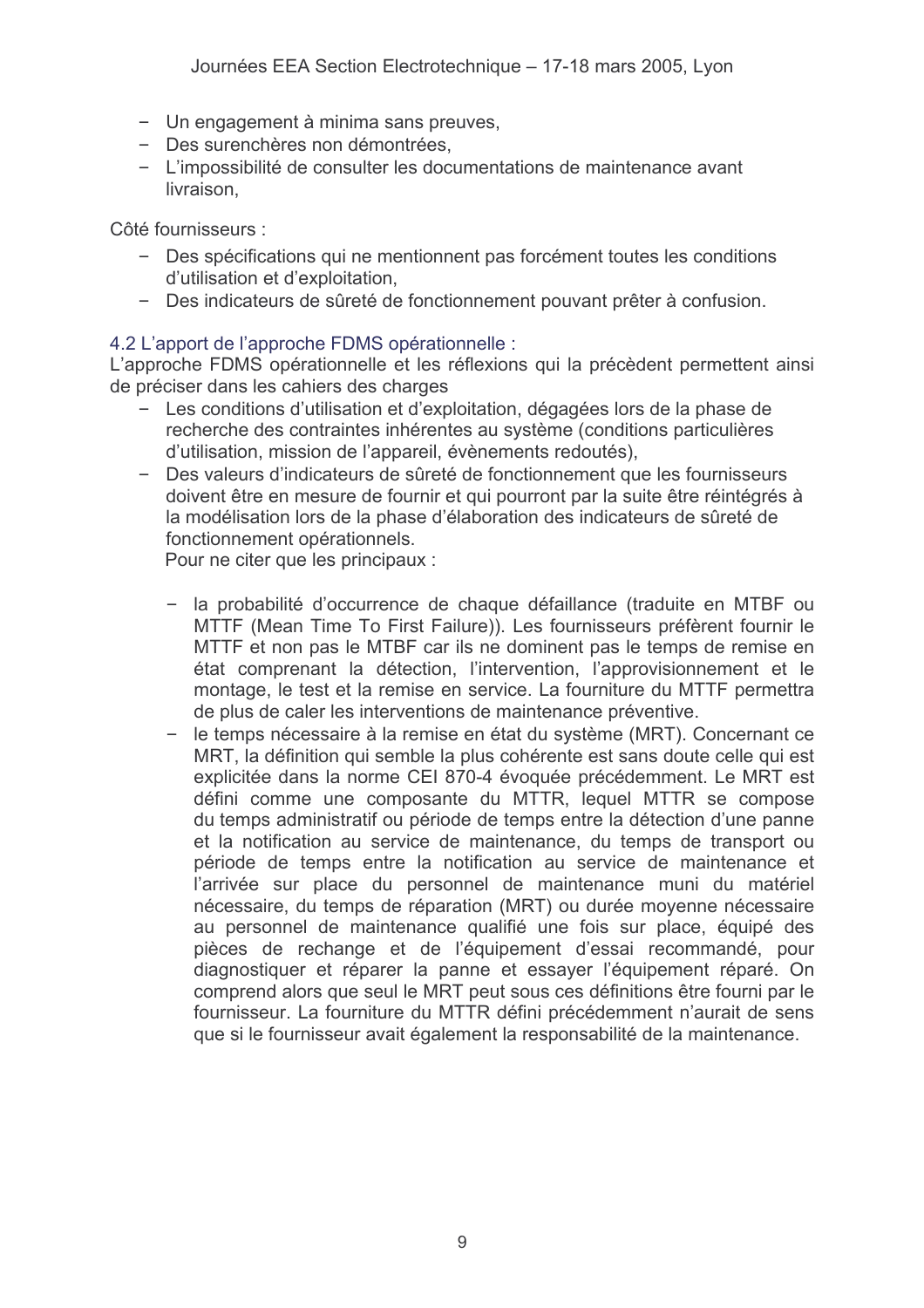- Un engagement à minima sans preuves,
- Des surenchères non démontrées,
- L'impossibilité de consulter les documentations de maintenance avant livraison,

Côté fournisseurs :

- Des spécifications qui ne mentionnent pas forcément toutes les conditions d'utilisation et d'exploitation,
- Des indicateurs de sûreté de fonctionnement pouvant prêter à confusion.

### 4.2 L'apport de l'approche FDMS opérationnelle :

L'approche FDMS opérationnelle et les réflexions qui la précèdent permettent ainsi de préciser dans les cahiers des charges

- Les conditions d'utilisation et d'exploitation, dégagées lors de la phase de recherche des contraintes inhérentes au système (conditions particulières d'utilisation, mission de l'appareil, évènements redoutés),
- Des valeurs d'indicateurs de sûreté de fonctionnement que les fournisseurs doivent être en mesure de fournir et qui pourront par la suite être réintégrés à la modélisation lors de la phase d'élaboration des indicateurs de sûreté de fonctionnement opérationnels.

  Pour ne citer que les principaux :

  - la probabilité d'occurrence de chaque défaillance (traduite en MTBF ou MTTF (Mean Time To First Failure)). Les fournisseurs préfèrent fournir le MTTF et non pas le MTBF car ils ne dominent pas le temps de remise en état comprenant la détection, l'intervention, l'approvisionnement et le montage, le test et la remise en service. La fourniture du MTTF permettra de plus de caler les interventions de maintenance préventive.
  - le temps nécessaire à la remise en état du système (MRT). Concernant ce MRT, la définition qui semble la plus cohérente est sans doute celle qui est explicitée dans la norme CEI 870-4 évoquée précédemment. Le MRT est défini comme une composante du MTTR, lequel MTTR se compose du temps administratif ou période de temps entre la détection d'une panne et la notification au service de maintenance, du temps de transport ou période de temps entre la notification au service de maintenance et l'arrivée sur place du personnel de maintenance muni du matériel nécessaire, du temps de réparation (MRT) ou durée moyenne nécessaire au personnel de maintenance qualifié une fois sur place, équipé des pièces de rechange et de l'équipement d'essai recommandé, pour diagnostiquer et réparer la panne et essayer l'équipement réparé. On comprend alors que seul le MRT peut sous ces définitions être fourni par le fournisseur. La fourniture du MTTR défini précédemment n'aurait de sens que si le fournisseur avait également la responsabilité de la maintenance.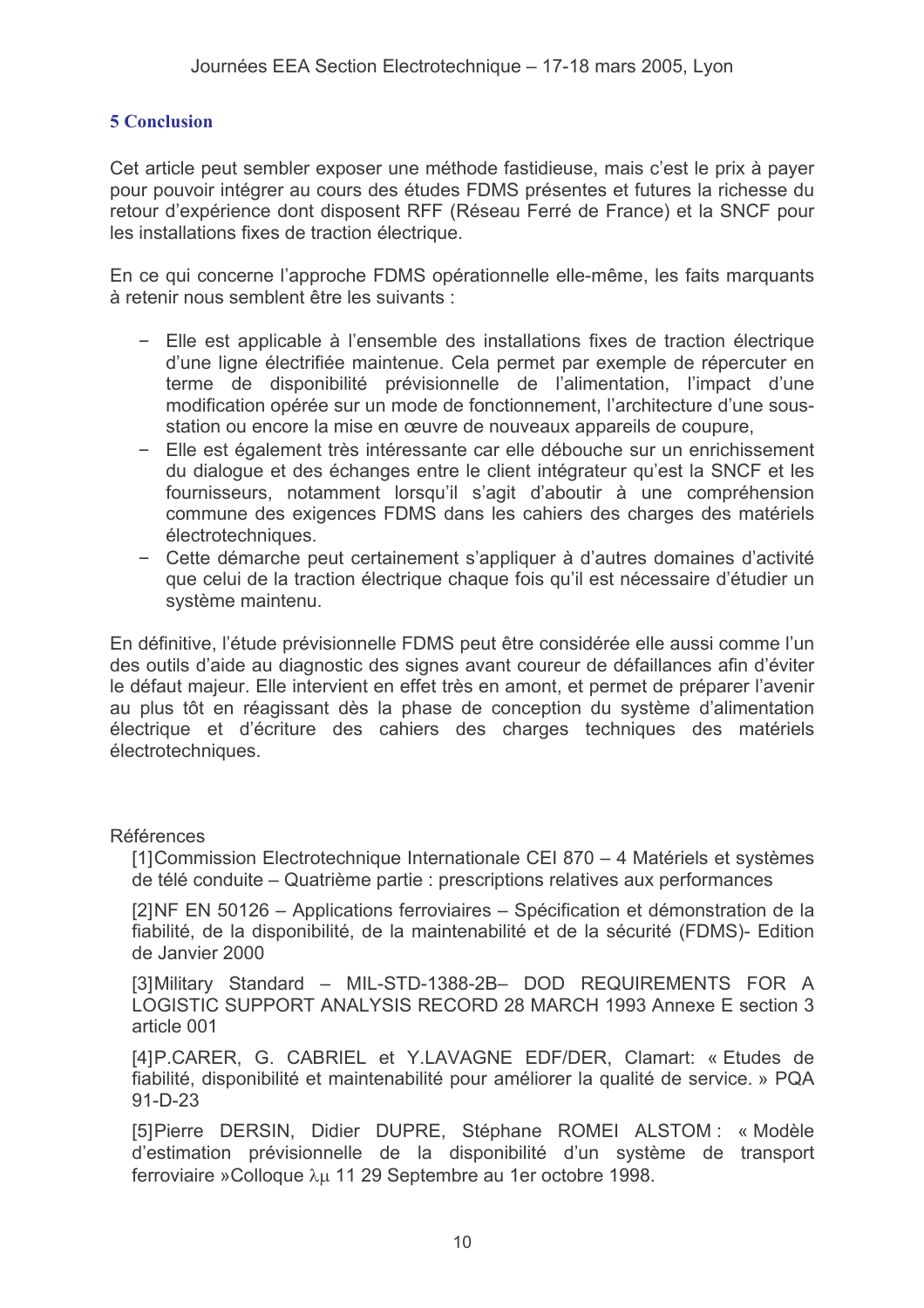## 5 Conclusion

Cet article peut sembler exposer une méthode fastidieuse, mais c'est le prix à payer pour pouvoir intégrer au cours des études FDMS présentes et futures la richesse du retour d'expérience dont disposent RFF (Réseau Ferré de France) et la SNCF pour les installations fixes de traction électrique.

En ce qui concerne l'approche FDMS opérationnelle elle-même, les faits marquants à retenir nous semblent être les suivants :

- Elle est applicable à l'ensemble des installations fixes de traction électrique d'une ligne électrifiée maintenue. Cela permet par exemple de répercuter en terme de disponibilité prévisionnelle de l'alimentation, l'impact d'une modification opérée sur un mode de fonctionnement, l'architecture d'une sous-station ou encore la mise en œuvre de nouveaux appareils de coupure,
- Elle est également très intéressante car elle débouche sur un enrichissement du dialogue et des échanges entre le client intégrateur qu'est la SNCF et les fournisseurs, notamment lorsqu'il s'agit d'aboutir à une compréhension commune des exigences FDMS dans les cahiers des charges des matériels électrotechniques.
- Cette démarche peut certainement s'appliquer à d'autres domaines d'activité que celui de la traction électrique chaque fois qu'il est nécessaire d'étudier un système maintenu.

En définitive, l'étude prévisionnelle FDMS peut être considérée elle aussi comme l'un des outils d'aide au diagnostic des signes avant coureur de défaillances afin d'éviter le défaut majeur. Elle intervient en effet très en amont, et permet de préparer l'avenir au plus tôt en réagissant dès la phase de conception du système d'alimentation électrique et d'écriture des cahiers des charges techniques des matériels électrotechniques.

Références

[1] Commission Electrotechnique Internationale CEI 870 – 4 Matériels et systèmes de télé conduite – Quatrième partie : prescriptions relatives aux performances

[2] NF EN 50126 – Applications ferroviaires – Spécification et démonstration de la fiabilité, de la disponibilité, de la maintenabilité et de la sécurité (FDMS)- Edition de Janvier 2000

[3] Military Standard – MIL-STD-1388-2B– DOD REQUIREMENTS FOR A LOGISTIC SUPPORT ANALYSIS RECORD 28 MARCH 1993 Annexe E section 3 article 001

[4] P.CARER, G. CABRIEL et Y.LAVAGNE EDF/DER, Clamart: « Etudes de fiabilité, disponibilité et maintenabilité pour améliorer la qualité de service. » PQA 91-D-23

[5] Pierre DERSIN, Didier DUPRE, Stéphane ROMEI ALSTOM : « Modèle d'estimation prévisionnelle de la disponibilité d'un système de transport ferroviaire »Colloque $\lambda\mu$ 11 29 Septembre au 1er octobre 1998.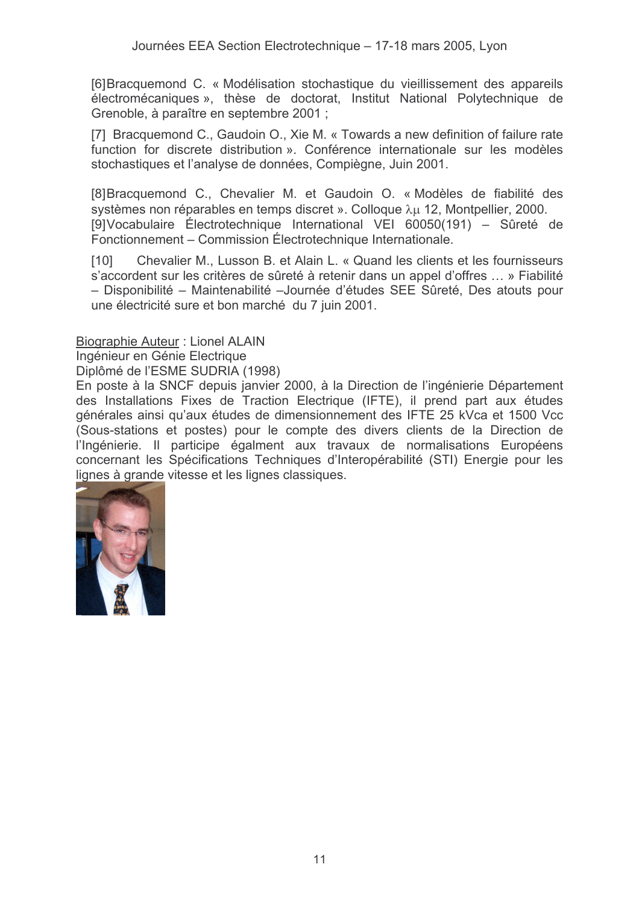[6]Bracquemond C. « Modélisation stochastique du vieillissement des appareils électromécaniques », thèse de doctorat, Institut National Polytechnique de Grenoble, à paraître en septembre 2001 ;

[7] Bracquemond C., Gaudoin O., Xie M. « Towards a new definition of failure rate function for discrete distribution ». Conférence internationale sur les modèles stochastiques et l'analyse de données, Compiègne, Juin 2001.

[8]Bracquemond C., Chevalier M. et Gaudoin O. « Modèles de fiabilité des systèmes non réparables en temps discret ». Colloque λμ 12, Montpellier, 2000.

[9]Vocabulaire Électrotechnique International VEI 60050(191) – Sûreté de Fonctionnement – Commission Électrotechnique Internationale.

[10] Chevalier M., Lusson B. et Alain L. « Quand les clients et les fournisseurs s'accordent sur les critères de sûreté à retenir dans un appel d'offres … » Fiabilité – Disponibilité – Maintenabilité –Journée d'études SEE Sûreté, Des atouts pour une électricité sure et bon marché du 7 juin 2001.

Biographie Auteur : Lionel ALAIN
Ingénieur en Génie Electrique
Diplômé de l'ESME SUDRIA (1998)
En poste à la SNCF depuis janvier 2000, à la Direction de l'ingénierie Département des Installations Fixes de Traction Electrique (IFTE), il prend part aux études générales ainsi qu'aux études de dimensionnement des IFTE 25 kVca et 1500 Vcc (Sous-stations et postes) pour le compte des divers clients de la Direction de l'Ingénierie. Il participe égalment aux travaux de normalisations Européens concernant les Spécifications Techniques d'Interopérabilité (STI) Energie pour les lignes à grande vitesse et les lignes classiques.